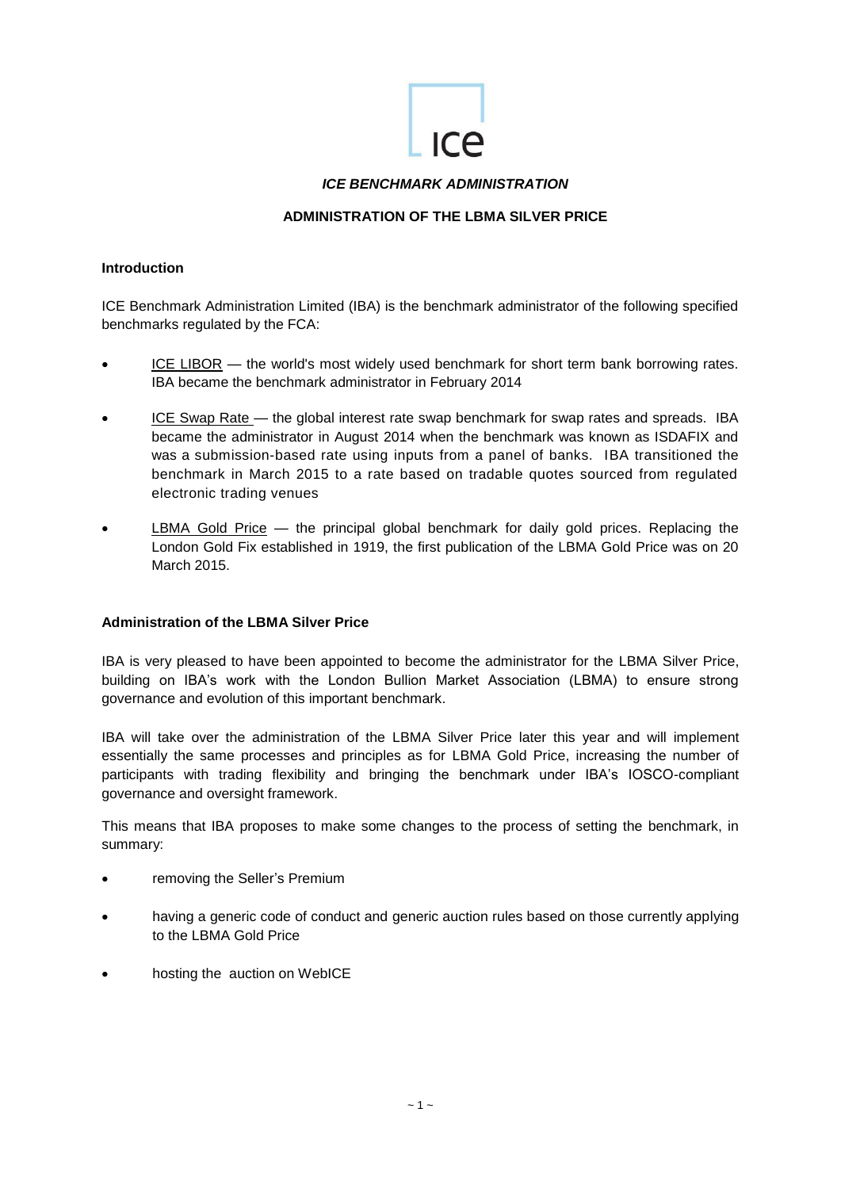*ICE BENCHMARK ADMINISTRATION*

**ADMINISTRATION OF THE LBMA SILVER PRICE**

**Introduction**

ICE Benchmark Administration Limited (IBA) is the benchmark administrator of the following specified benchmarks regulated by the FCA:

- ICE LIBOR — the world's most widely used benchmark for short term bank borrowing rates. IBA became the benchmark administrator in February 2014
- ICE Swap Rate — the global interest rate swap benchmark for swap rates and spreads. IBA became the administrator in August 2014 when the benchmark was known as ISDAFIX and was a submission-based rate using inputs from a panel of banks. IBA transitioned the benchmark in March 2015 to a rate based on tradable quotes sourced from regulated electronic trading venues
- LBMA Gold Price — the principal global benchmark for daily gold prices. Replacing the London Gold Fix established in 1919, the first publication of the LBMA Gold Price was on 20 March 2015.

**Administration of the LBMA Silver Price**

IBA is very pleased to have been appointed to become the administrator for the LBMA Silver Price, building on IBA's work with the London Bullion Market Association (LBMA) to ensure strong governance and evolution of this important benchmark.

IBA will take over the administration of the LBMA Silver Price later this year and will implement essentially the same processes and principles as for LBMA Gold Price, increasing the number of participants with trading flexibility and bringing the benchmark under IBA's IOSCO-compliant governance and oversight framework.

This means that IBA proposes to make some changes to the process of setting the benchmark, in summary:

- removing the Seller's Premium
- having a generic code of conduct and generic auction rules based on those currently applying to the LBMA Gold Price
- hosting the auction on WebICE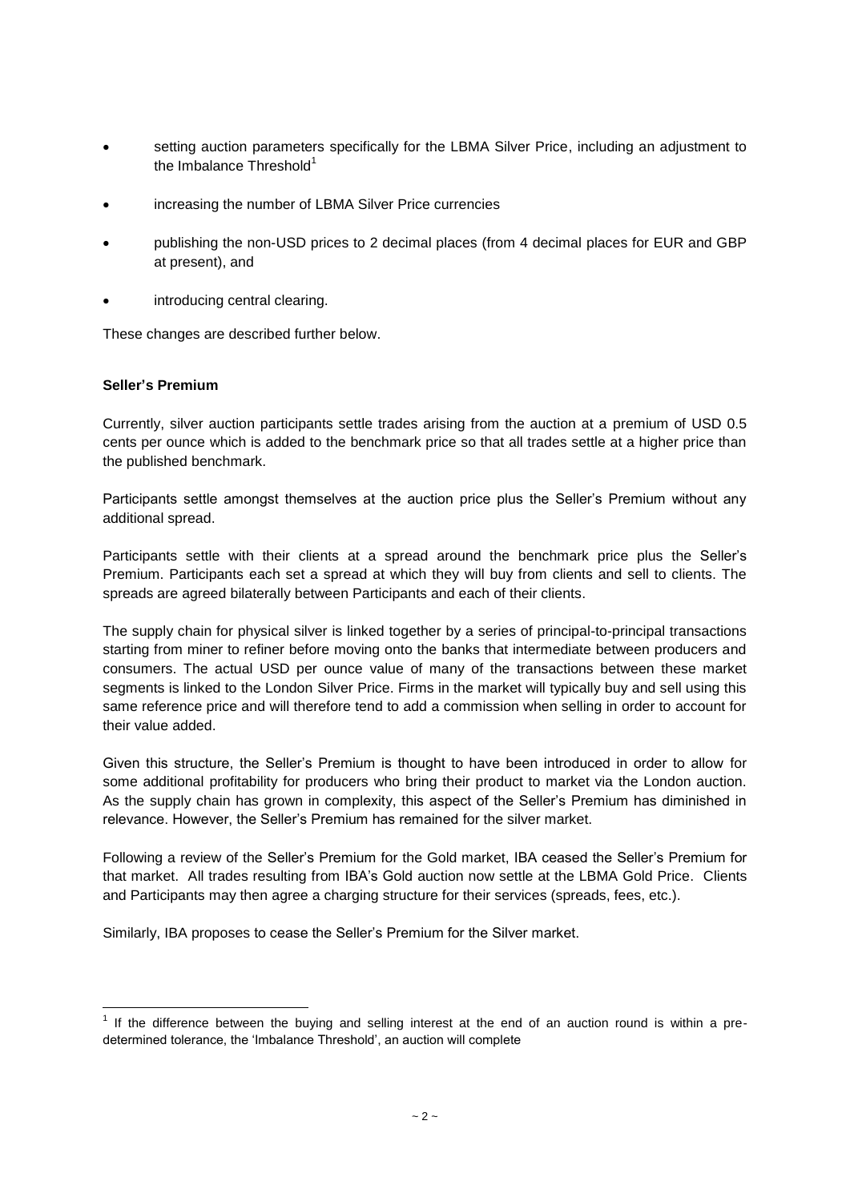- setting auction parameters specifically for the LBMA Silver Price, including an adjustment to the Imbalance Threshold[1]
- increasing the number of LBMA Silver Price currencies
- publishing the non-USD prices to 2 decimal places (from 4 decimal places for EUR and GBP at present), and
- introducing central clearing.

These changes are described further below.

**Seller's Premium**

Currently, silver auction participants settle trades arising from the auction at a premium of USD 0.5 cents per ounce which is added to the benchmark price so that all trades settle at a higher price than the published benchmark.

Participants settle amongst themselves at the auction price plus the Seller's Premium without any additional spread.

Participants settle with their clients at a spread around the benchmark price plus the Seller's Premium. Participants each set a spread at which they will buy from clients and sell to clients. The spreads are agreed bilaterally between Participants and each of their clients.

The supply chain for physical silver is linked together by a series of principal-to-principal transactions starting from miner to refiner before moving onto the banks that intermediate between producers and consumers. The actual USD per ounce value of many of the transactions between these market segments is linked to the London Silver Price. Firms in the market will typically buy and sell using this same reference price and will therefore tend to add a commission when selling in order to account for their value added.

Given this structure, the Seller's Premium is thought to have been introduced in order to allow for some additional profitability for producers who bring their product to market via the London auction. As the supply chain has grown in complexity, this aspect of the Seller's Premium has diminished in relevance. However, the Seller's Premium has remained for the silver market.

Following a review of the Seller's Premium for the Gold market, IBA ceased the Seller's Premium for that market. All trades resulting from IBA's Gold auction now settle at the LBMA Gold Price. Clients and Participants may then agree a charging structure for their services (spreads, fees, etc.).

Similarly, IBA proposes to cease the Seller's Premium for the Silver market.

[1] If the difference between the buying and selling interest at the end of an auction round is within a pre-determined tolerance, the 'Imbalance Threshold', an auction will complete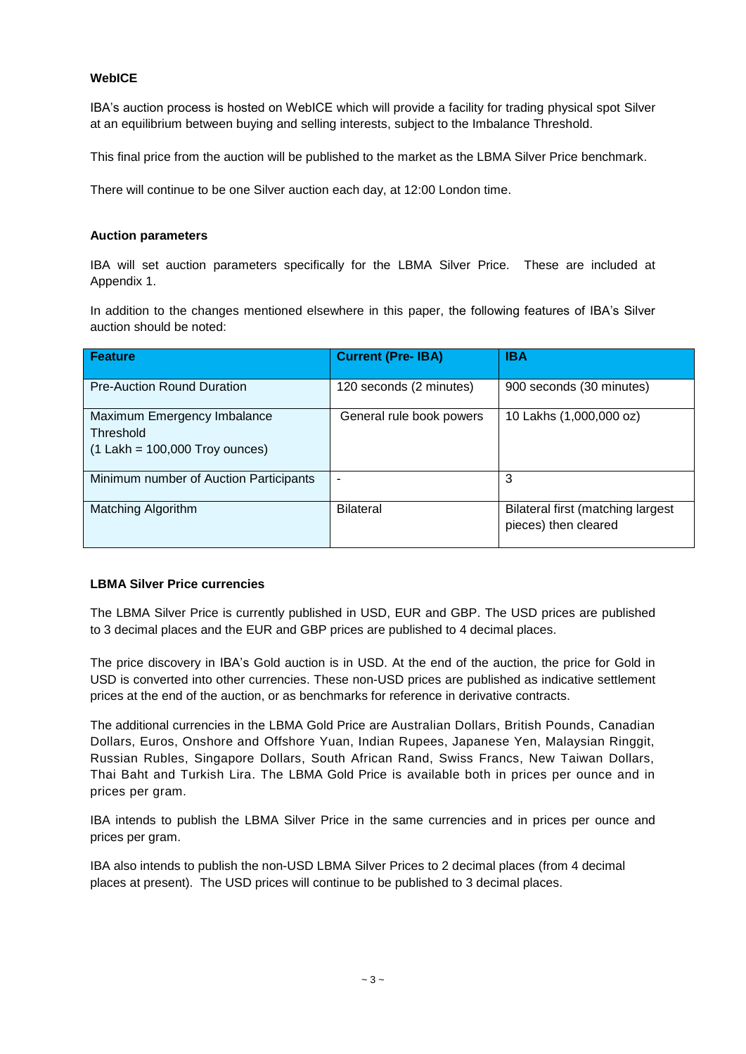**WebICE**

IBA's auction process is hosted on WebICE which will provide a facility for trading physical spot Silver at an equilibrium between buying and selling interests, subject to the Imbalance Threshold.

This final price from the auction will be published to the market as the LBMA Silver Price benchmark.

There will continue to be one Silver auction each day, at 12:00 London time.

**Auction parameters**

IBA will set auction parameters specifically for the LBMA Silver Price. These are included at Appendix 1.

In addition to the changes mentioned elsewhere in this paper, the following features of IBA's Silver auction should be noted:

| Feature | Current (Pre- IBA) | IBA |
|---|---|---|
| Pre-Auction Round Duration | 120 seconds (2 minutes) | 900 seconds (30 minutes) |
| Maximum Emergency Imbalance Threshold (1 Lakh = 100,000 Troy ounces) | General rule book powers | 10 Lakhs (1,000,000 oz) |
| Minimum number of Auction Participants | - | 3 |
| Matching Algorithm | Bilateral | Bilateral first (matching largest pieces) then cleared |

**LBMA Silver Price currencies**

The LBMA Silver Price is currently published in USD, EUR and GBP. The USD prices are published to 3 decimal places and the EUR and GBP prices are published to 4 decimal places.

The price discovery in IBA's Gold auction is in USD. At the end of the auction, the price for Gold in USD is converted into other currencies. These non-USD prices are published as indicative settlement prices at the end of the auction, or as benchmarks for reference in derivative contracts.

The additional currencies in the LBMA Gold Price are Australian Dollars, British Pounds, Canadian Dollars, Euros, Onshore and Offshore Yuan, Indian Rupees, Japanese Yen, Malaysian Ringgit, Russian Rubles, Singapore Dollars, South African Rand, Swiss Francs, New Taiwan Dollars, Thai Baht and Turkish Lira. The LBMA Gold Price is available both in prices per ounce and in prices per gram.

IBA intends to publish the LBMA Silver Price in the same currencies and in prices per ounce and prices per gram.

IBA also intends to publish the non-USD LBMA Silver Prices to 2 decimal places (from 4 decimal places at present). The USD prices will continue to be published to 3 decimal places.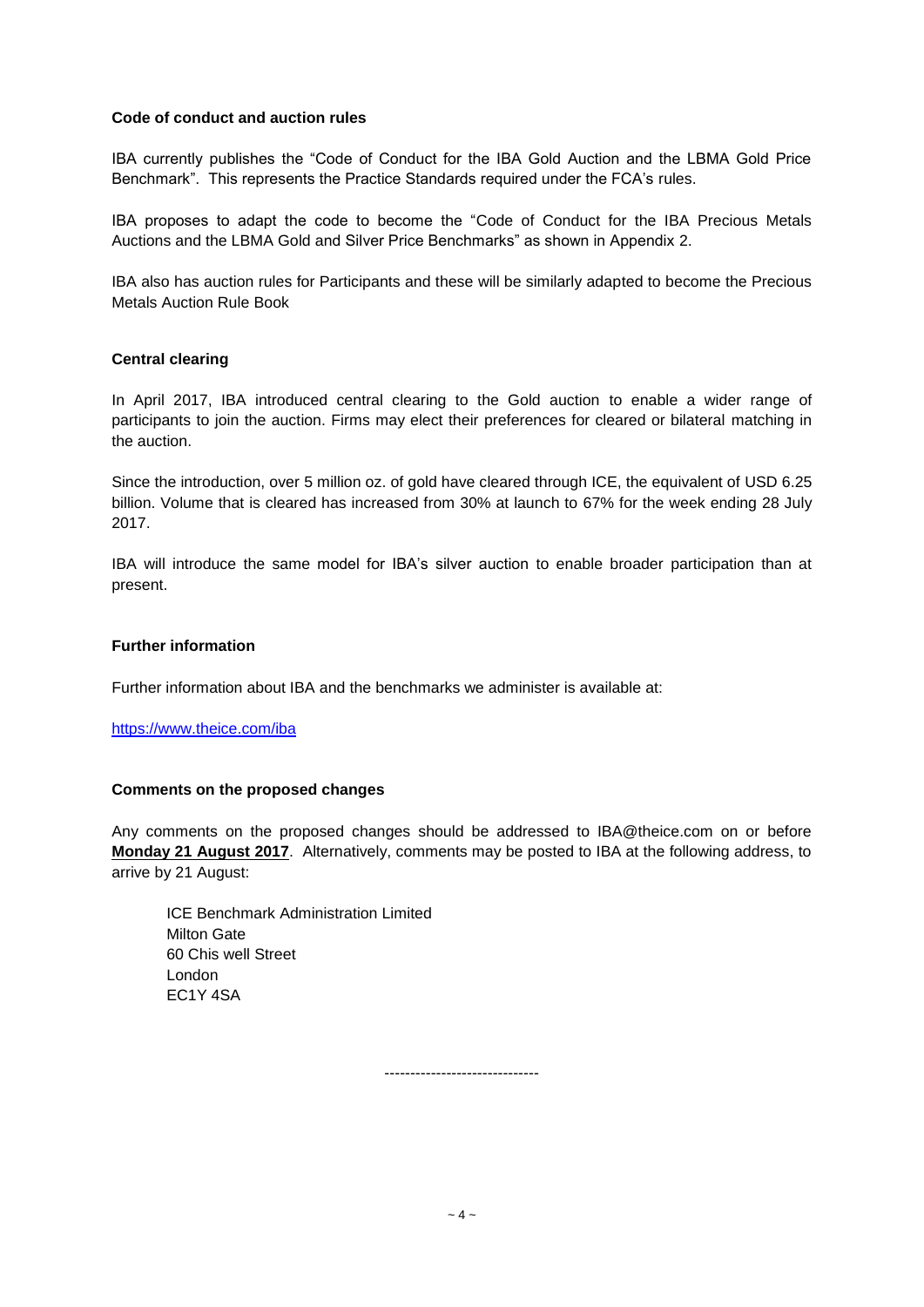**Code of conduct and auction rules**

IBA currently publishes the "Code of Conduct for the IBA Gold Auction and the LBMA Gold Price Benchmark". This represents the Practice Standards required under the FCA's rules.

IBA proposes to adapt the code to become the "Code of Conduct for the IBA Precious Metals Auctions and the LBMA Gold and Silver Price Benchmarks" as shown in Appendix 2.

IBA also has auction rules for Participants and these will be similarly adapted to become the Precious Metals Auction Rule Book

**Central clearing**

In April 2017, IBA introduced central clearing to the Gold auction to enable a wider range of participants to join the auction. Firms may elect their preferences for cleared or bilateral matching in the auction.

Since the introduction, over 5 million oz. of gold have cleared through ICE, the equivalent of USD 6.25 billion. Volume that is cleared has increased from 30% at launch to 67% for the week ending 28 July 2017.

IBA will introduce the same model for IBA's silver auction to enable broader participation than at present.

**Further information**

Further information about IBA and the benchmarks we administer is available at:

https://www.theice.com/iba

**Comments on the proposed changes**

Any comments on the proposed changes should be addressed to IBA@theice.com on or before **Monday 21 August 2017**. Alternatively, comments may be posted to IBA at the following address, to arrive by 21 August:

ICE Benchmark Administration Limited
Milton Gate
60 Chis well Street
London
EC1Y 4SA

------------------------------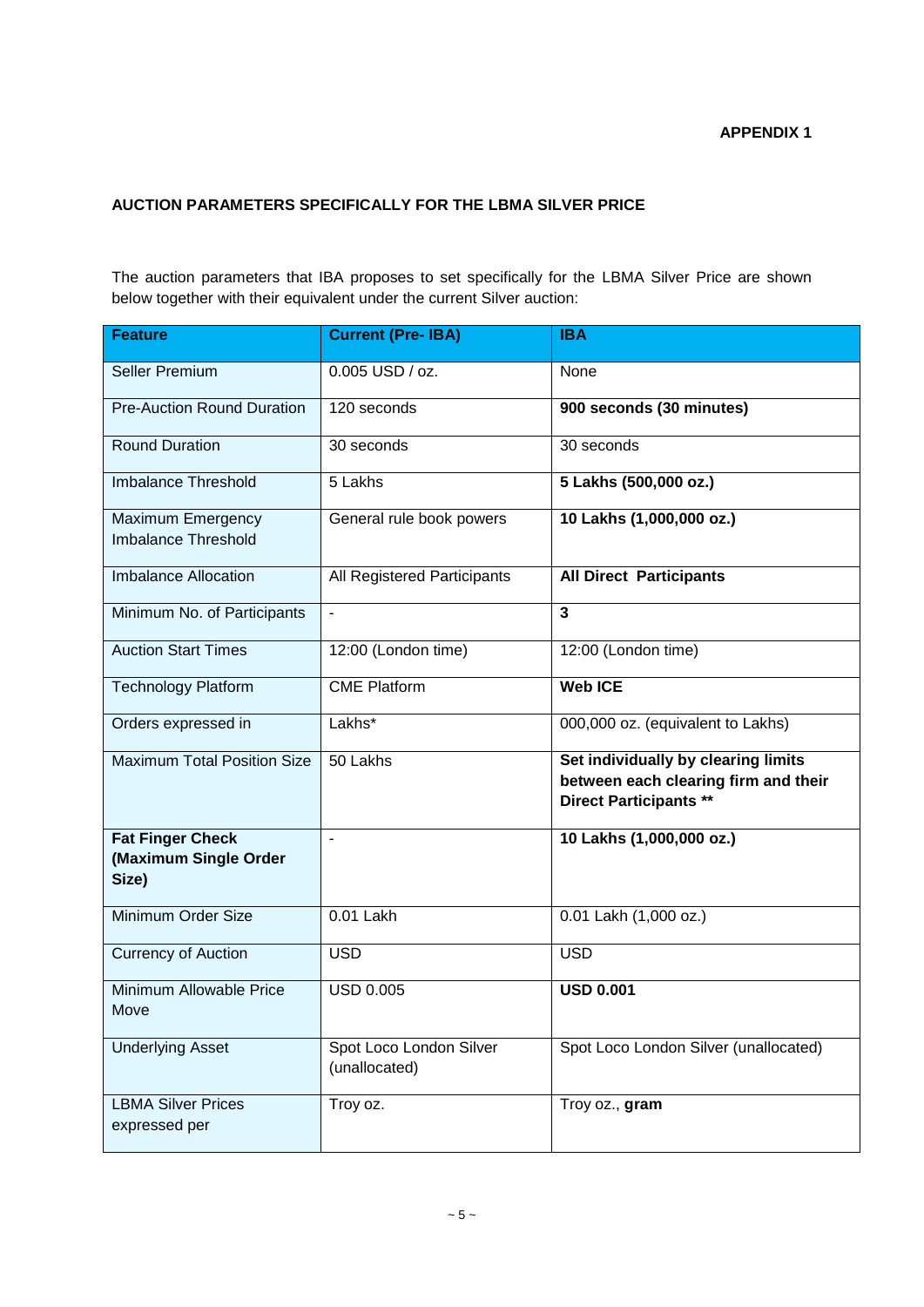**APPENDIX 1**

## AUCTION PARAMETERS SPECIFICALLY FOR THE LBMA SILVER PRICE

The auction parameters that IBA proposes to set specifically for the LBMA Silver Price are shown below together with their equivalent under the current Silver auction:

| Feature | Current (Pre- IBA) | IBA |
|---|---|---|
| Seller Premium | 0.005 USD / oz. | None |
| Pre-Auction Round Duration | 120 seconds | **900 seconds (30 minutes)** |
| Round Duration | 30 seconds | 30 seconds |
| Imbalance Threshold | 5 Lakhs | **5 Lakhs (500,000 oz.)** |
| Maximum Emergency Imbalance Threshold | General rule book powers | **10 Lakhs (1,000,000 oz.)** |
| Imbalance Allocation | All Registered Participants | **All Direct Participants** |
| Minimum No. of Participants | - | **3** |
| Auction Start Times | 12:00 (London time) | 12:00 (London time) |
| Technology Platform | CME Platform | **Web ICE** |
| Orders expressed in | Lakhs* | 000,000 oz. (equivalent to Lakhs) |
| Maximum Total Position Size | 50 Lakhs | **Set individually by clearing limits between each clearing firm and their Direct Participants \*\*** |
| **Fat Finger Check (Maximum Single Order Size)** | - | **10 Lakhs (1,000,000 oz.)** |
| Minimum Order Size | 0.01 Lakh | 0.01 Lakh (1,000 oz.) |
| Currency of Auction | USD | USD |
| Minimum Allowable Price Move | USD 0.005 | **USD 0.001** |
| Underlying Asset | Spot Loco London Silver (unallocated) | Spot Loco London Silver (unallocated) |
| LBMA Silver Prices expressed per | Troy oz. | Troy oz., **gram** |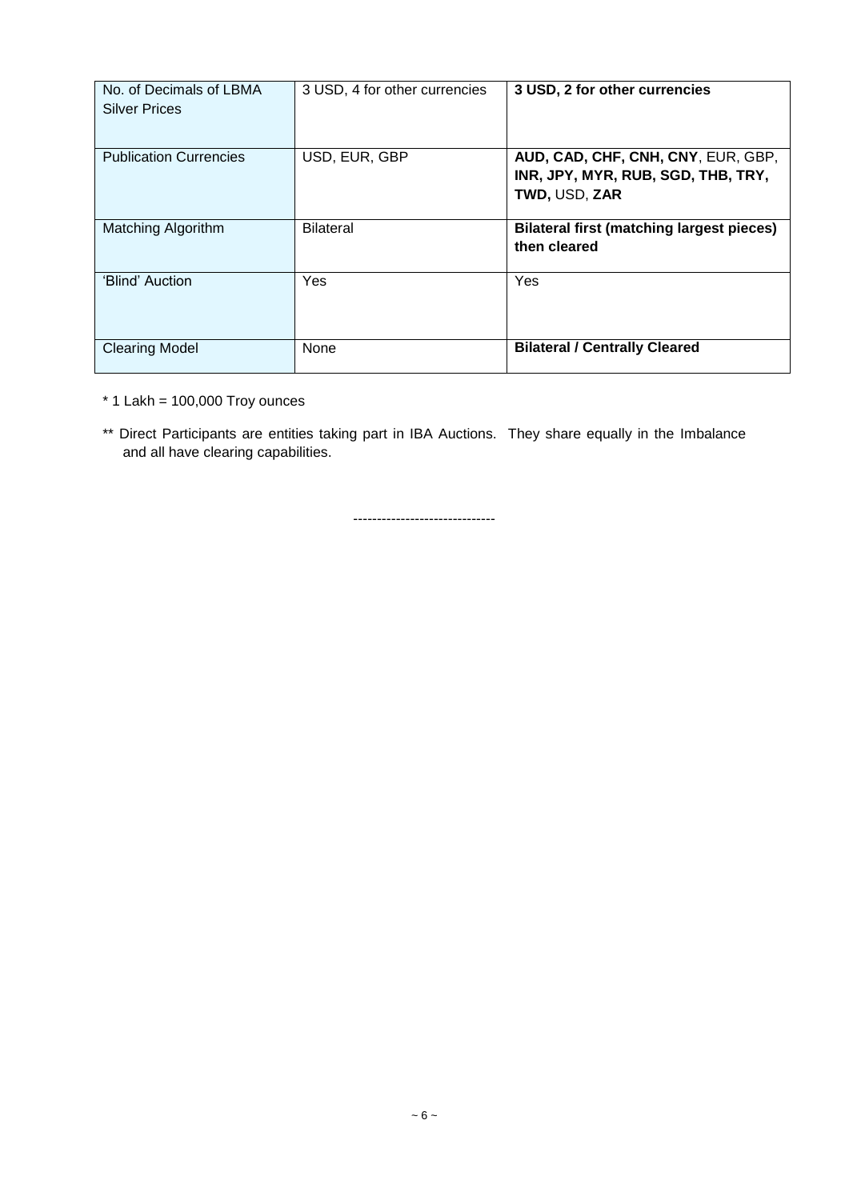| | | |
|---|---|---|
| No. of Decimals of LBMA Silver Prices | 3 USD, 4 for other currencies | **3 USD, 2 for other currencies** |
| Publication Currencies | USD, EUR, GBP | **AUD, CAD, CHF, CNH, CNY**, EUR, GBP, **INR, JPY, MYR, RUB, SGD, THB, TRY, TWD,** USD, **ZAR** |
| Matching Algorithm | Bilateral | **Bilateral first (matching largest pieces) then cleared** |
| 'Blind' Auction | Yes | Yes |
| Clearing Model | None | **Bilateral / Centrally Cleared** |

* 1 Lakh = 100,000 Troy ounces

** Direct Participants are entities taking part in IBA Auctions. They share equally in the Imbalance and all have clearing capabilities.

------------------------------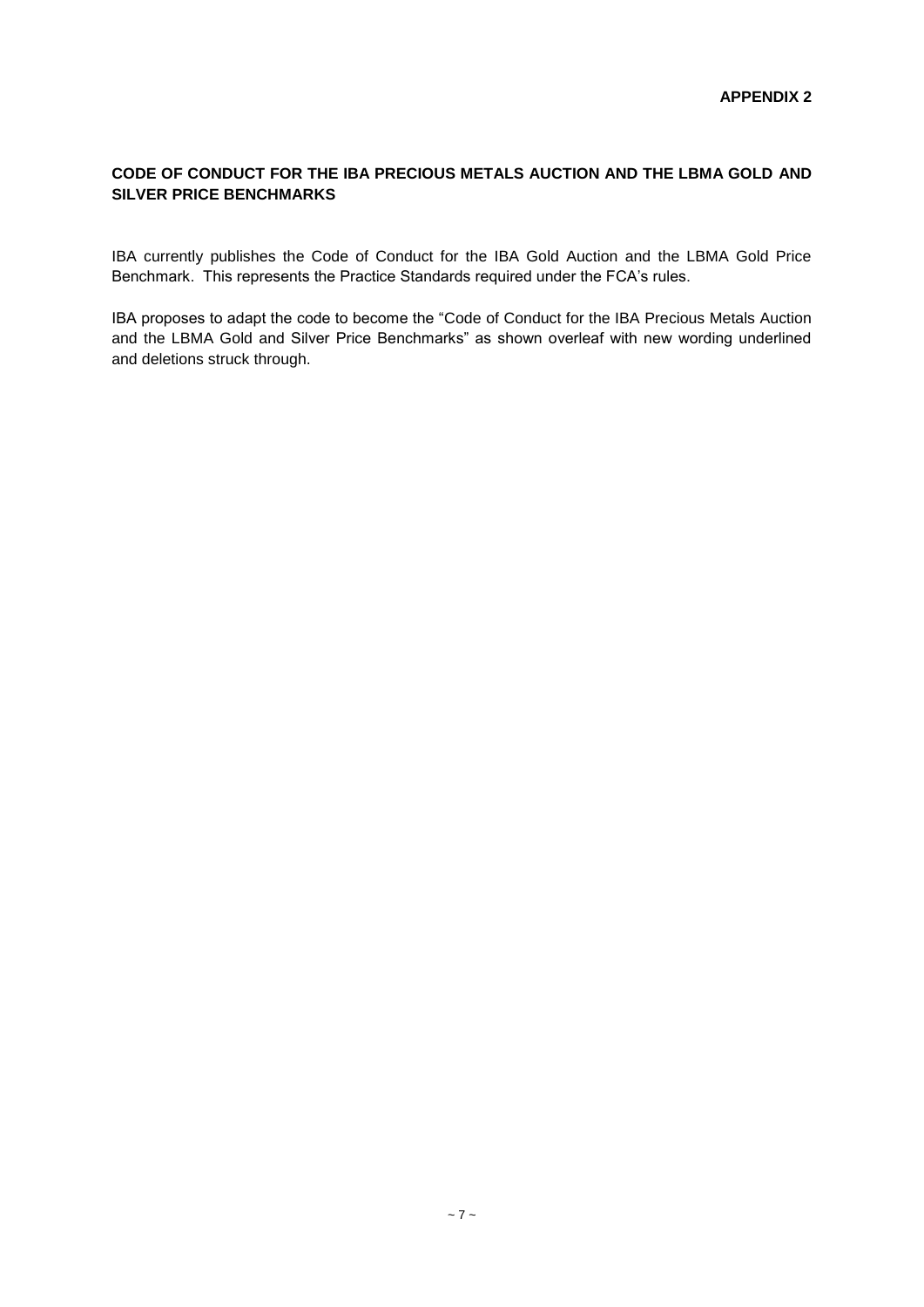**APPENDIX 2**

## CODE OF CONDUCT FOR THE IBA PRECIOUS METALS AUCTION AND THE LBMA GOLD AND SILVER PRICE BENCHMARKS

IBA currently publishes the Code of Conduct for the IBA Gold Auction and the LBMA Gold Price Benchmark. This represents the Practice Standards required under the FCA's rules.

IBA proposes to adapt the code to become the "Code of Conduct for the IBA Precious Metals Auction and the LBMA Gold and Silver Price Benchmarks" as shown overleaf with new wording underlined and deletions struck through.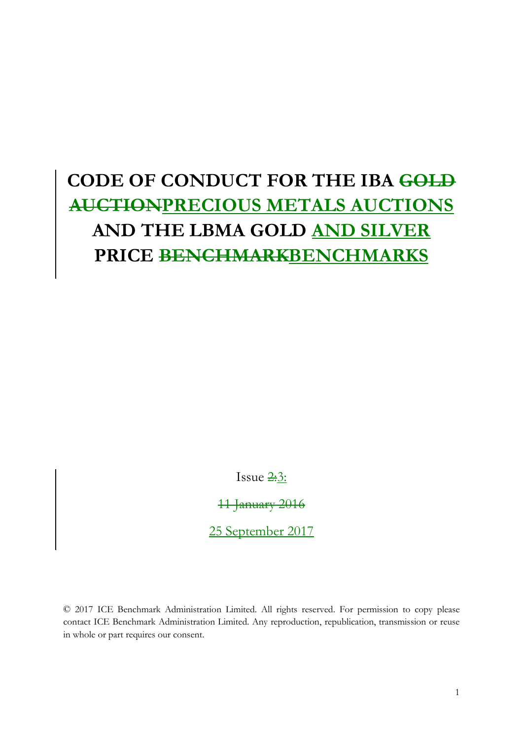# CODE OF CONDUCT FOR THE IBA ~~GOLD AUCTION~~PRECIOUS METALS AUCTIONS AND THE LBMA GOLD AND SILVER PRICE ~~BENCHMARK~~BENCHMARKS

Issue ~~2:~~3:

~~11 January 2016~~

25 September 2017

© 2017 ICE Benchmark Administration Limited. All rights reserved. For permission to copy please contact ICE Benchmark Administration Limited. Any reproduction, republication, transmission or reuse in whole or part requires our consent.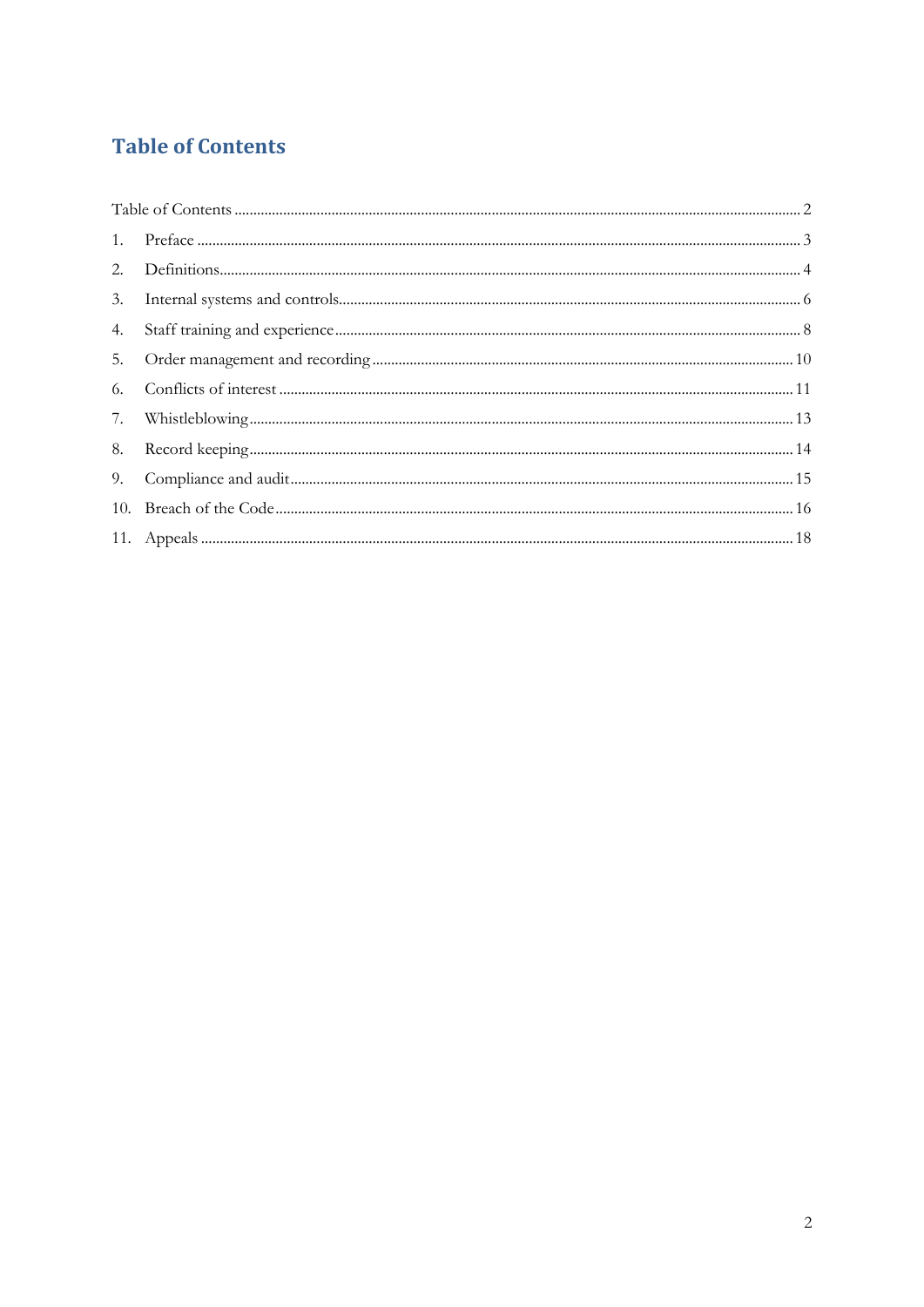# Table of Contents

Table of Contents ........................................................ 2

1. Preface ........................................................ 3
2. Definitions ........................................................ 4
3. Internal systems and controls ........................................................ 6
4. Staff training and experience ........................................................ 8
5. Order management and recording ........................................................ 10
6. Conflicts of interest ........................................................ 11
7. Whistleblowing ........................................................ 13
8. Record keeping ........................................................ 14
9. Compliance and audit ........................................................ 15
10. Breach of the Code ........................................................ 16
11. Appeals ........................................................ 18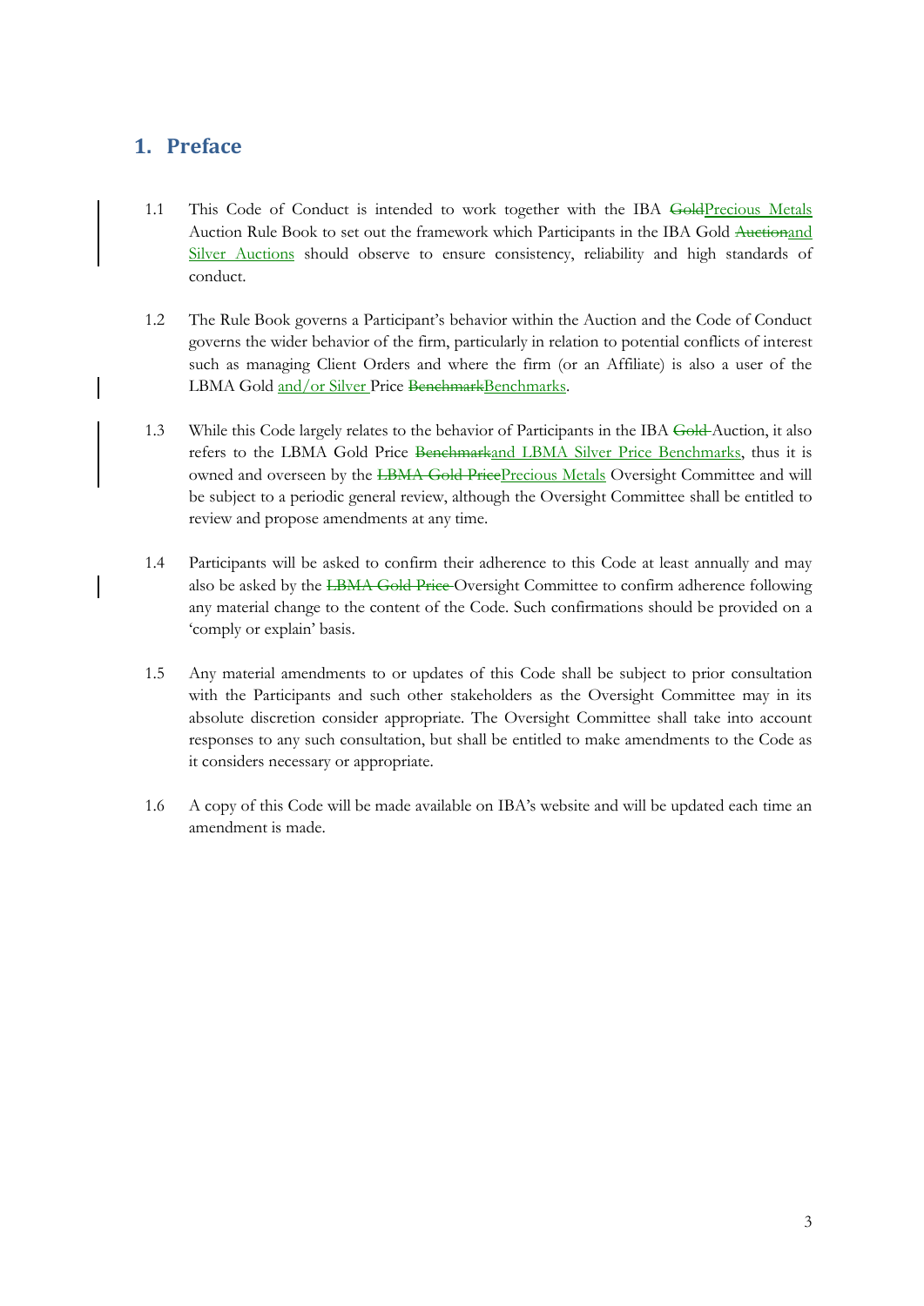## 1. Preface

1.1 This Code of Conduct is intended to work together with the IBA ~~Gold~~Precious Metals Auction Rule Book to set out the framework which Participants in the IBA Gold ~~Auction~~and Silver Auctions should observe to ensure consistency, reliability and high standards of conduct.

1.2 The Rule Book governs a Participant's behavior within the Auction and the Code of Conduct governs the wider behavior of the firm, particularly in relation to potential conflicts of interest such as managing Client Orders and where the firm (or an Affiliate) is also a user of the LBMA Gold and/or Silver Price ~~Benchmark~~Benchmarks.

1.3 While this Code largely relates to the behavior of Participants in the IBA ~~Gold~~ Auction, it also refers to the LBMA Gold Price ~~Benchmark~~and LBMA Silver Price Benchmarks, thus it is owned and overseen by the ~~LBMA Gold Price~~Precious Metals Oversight Committee and will be subject to a periodic general review, although the Oversight Committee shall be entitled to review and propose amendments at any time.

1.4 Participants will be asked to confirm their adherence to this Code at least annually and may also be asked by the ~~LBMA Gold Price~~ Oversight Committee to confirm adherence following any material change to the content of the Code. Such confirmations should be provided on a 'comply or explain' basis.

1.5 Any material amendments to or updates of this Code shall be subject to prior consultation with the Participants and such other stakeholders as the Oversight Committee may in its absolute discretion consider appropriate. The Oversight Committee shall take into account responses to any such consultation, but shall be entitled to make amendments to the Code as it considers necessary or appropriate.

1.6 A copy of this Code will be made available on IBA's website and will be updated each time an amendment is made.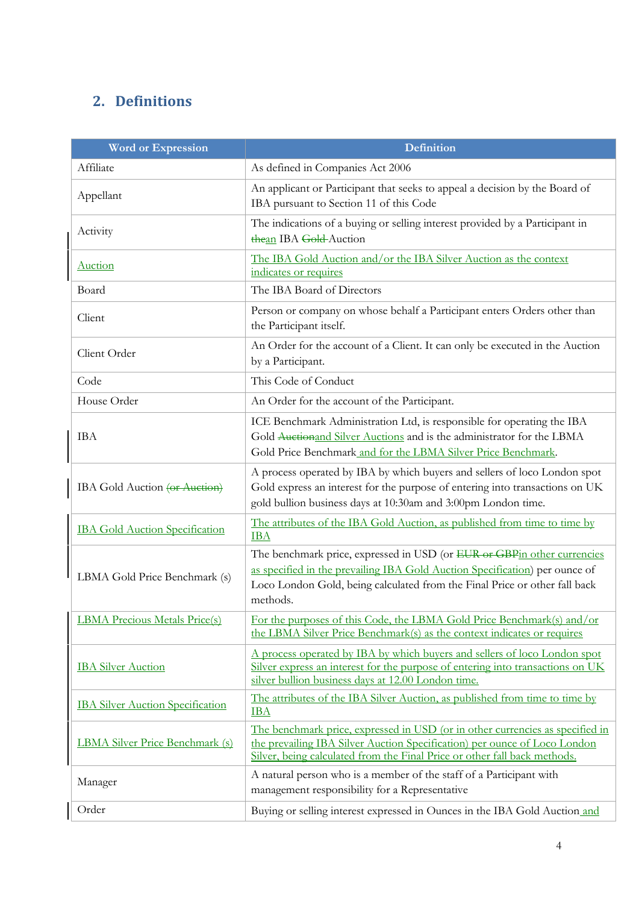## 2. Definitions

| Word or Expression | Definition |
|---|---|
| Affiliate | As defined in Companies Act 2006 |
| Appellant | An applicant or Participant that seeks to appeal a decision by the Board of IBA pursuant to Section 11 of this Code |
| Activity | The indications of a buying or selling interest provided by a Participant in ~~the~~an IBA ~~Gold~~ Auction |
| Auction | The IBA Gold Auction and/or the IBA Silver Auction as the context indicates or requires |
| Board | The IBA Board of Directors |
| Client | Person or company on whose behalf a Participant enters Orders other than the Participant itself. |
| Client Order | An Order for the account of a Client. It can only be executed in the Auction by a Participant. |
| Code | This Code of Conduct |
| House Order | An Order for the account of the Participant. |
| IBA | ICE Benchmark Administration Ltd, is responsible for operating the IBA Gold ~~Auction~~and Silver Auctions and is the administrator for the LBMA Gold Price Benchmark and for the LBMA Silver Price Benchmark. |
| IBA Gold Auction ~~(or Auction)~~ | A process operated by IBA by which buyers and sellers of loco London spot Gold express an interest for the purpose of entering into transactions on UK gold bullion business days at 10:30am and 3:00pm London time. |
| IBA Gold Auction Specification | The attributes of the IBA Gold Auction, as published from time to time by IBA |
| LBMA Gold Price Benchmark (s) | The benchmark price, expressed in USD (or ~~EUR or GBP~~in other currencies as specified in the prevailing IBA Gold Auction Specification) per ounce of Loco London Gold, being calculated from the Final Price or other fall back methods. |
| LBMA Precious Metals Price(s) | For the purposes of this Code, the LBMA Gold Price Benchmark(s) and/or the LBMA Silver Price Benchmark(s) as the context indicates or requires |
| IBA Silver Auction | A process operated by IBA by which buyers and sellers of loco London spot Silver express an interest for the purpose of entering into transactions on UK silver bullion business days at 12.00 London time. |
| IBA Silver Auction Specification | The attributes of the IBA Silver Auction, as published from time to time by IBA |
| LBMA Silver Price Benchmark (s) | The benchmark price, expressed in USD (or in other currencies as specified in the prevailing IBA Silver Auction Specification) per ounce of Loco London Silver, being calculated from the Final Price or other fall back methods. |
| Manager | A natural person who is a member of the staff of a Participant with management responsibility for a Representative |
| Order | Buying or selling interest expressed in Ounces in the IBA Gold Auction and |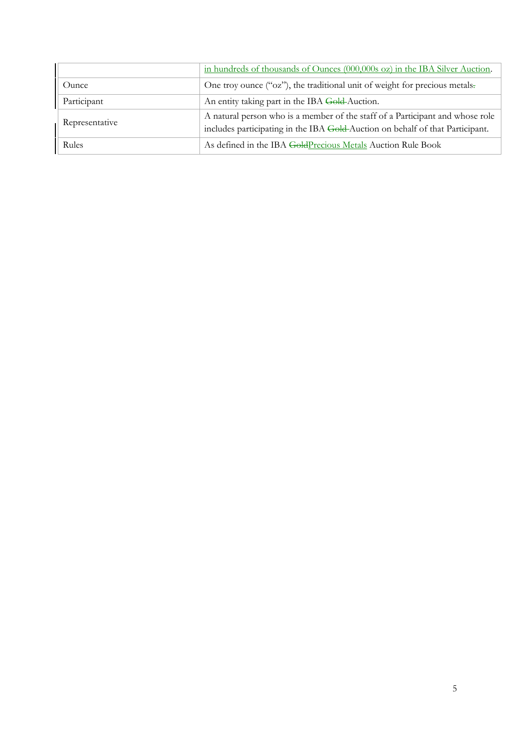| | in hundreds of thousands of Ounces (000,000s oz) in the IBA Silver Auction. |
|---|---|
| Ounce | One troy ounce ("oz"), the traditional unit of weight for precious metals. |
| Participant | An entity taking part in the IBA Gold Auction. |
| Representative | A natural person who is a member of the staff of a Participant and whose role includes participating in the IBA Gold Auction on behalf of that Participant. |
| Rules | As defined in the IBA GoldPrecious Metals Auction Rule Book |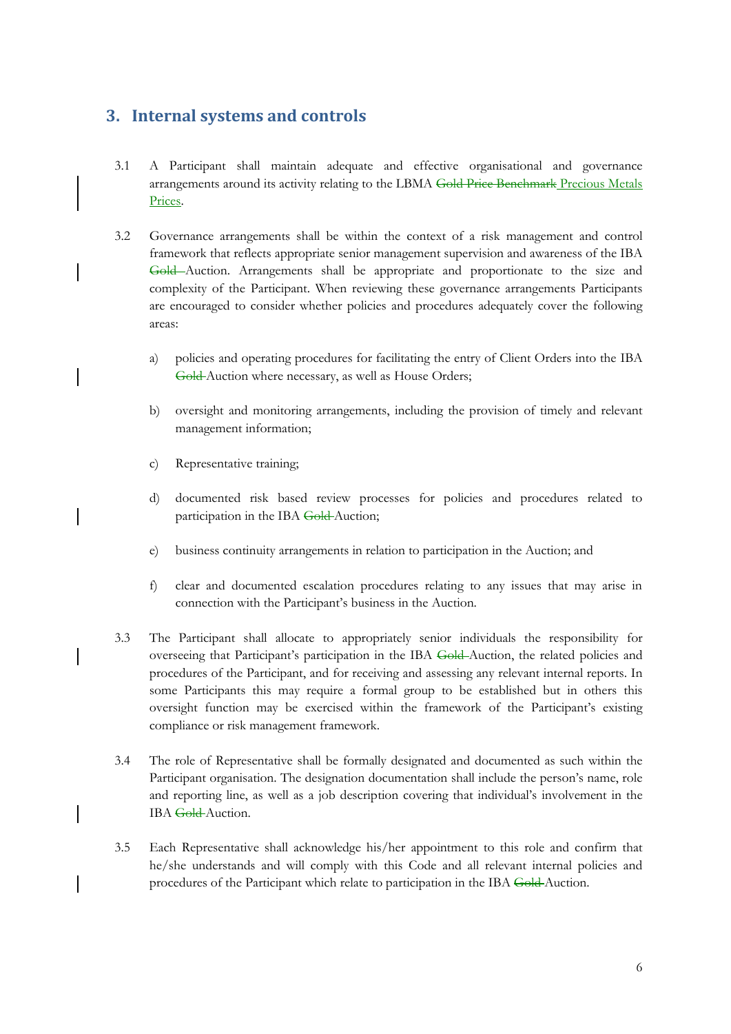## 3. Internal systems and controls

3.1 A Participant shall maintain adequate and effective organisational and governance arrangements around its activity relating to the LBMA ~~Gold Price Benchmark~~ Precious Metals Prices.

3.2 Governance arrangements shall be within the context of a risk management and control framework that reflects appropriate senior management supervision and awareness of the IBA ~~Gold~~ Auction. Arrangements shall be appropriate and proportionate to the size and complexity of the Participant. When reviewing these governance arrangements Participants are encouraged to consider whether policies and procedures adequately cover the following areas:

a) policies and operating procedures for facilitating the entry of Client Orders into the IBA ~~Gold~~ Auction where necessary, as well as House Orders;

b) oversight and monitoring arrangements, including the provision of timely and relevant management information;

c) Representative training;

d) documented risk based review processes for policies and procedures related to participation in the IBA ~~Gold~~ Auction;

e) business continuity arrangements in relation to participation in the Auction; and

f) clear and documented escalation procedures relating to any issues that may arise in connection with the Participant's business in the Auction.

3.3 The Participant shall allocate to appropriately senior individuals the responsibility for overseeing that Participant's participation in the IBA ~~Gold~~ Auction, the related policies and procedures of the Participant, and for receiving and assessing any relevant internal reports. In some Participants this may require a formal group to be established but in others this oversight function may be exercised within the framework of the Participant's existing compliance or risk management framework.

3.4 The role of Representative shall be formally designated and documented as such within the Participant organisation. The designation documentation shall include the person's name, role and reporting line, as well as a job description covering that individual's involvement in the IBA ~~Gold~~ Auction.

3.5 Each Representative shall acknowledge his/her appointment to this role and confirm that he/she understands and will comply with this Code and all relevant internal policies and procedures of the Participant which relate to participation in the IBA ~~Gold~~ Auction.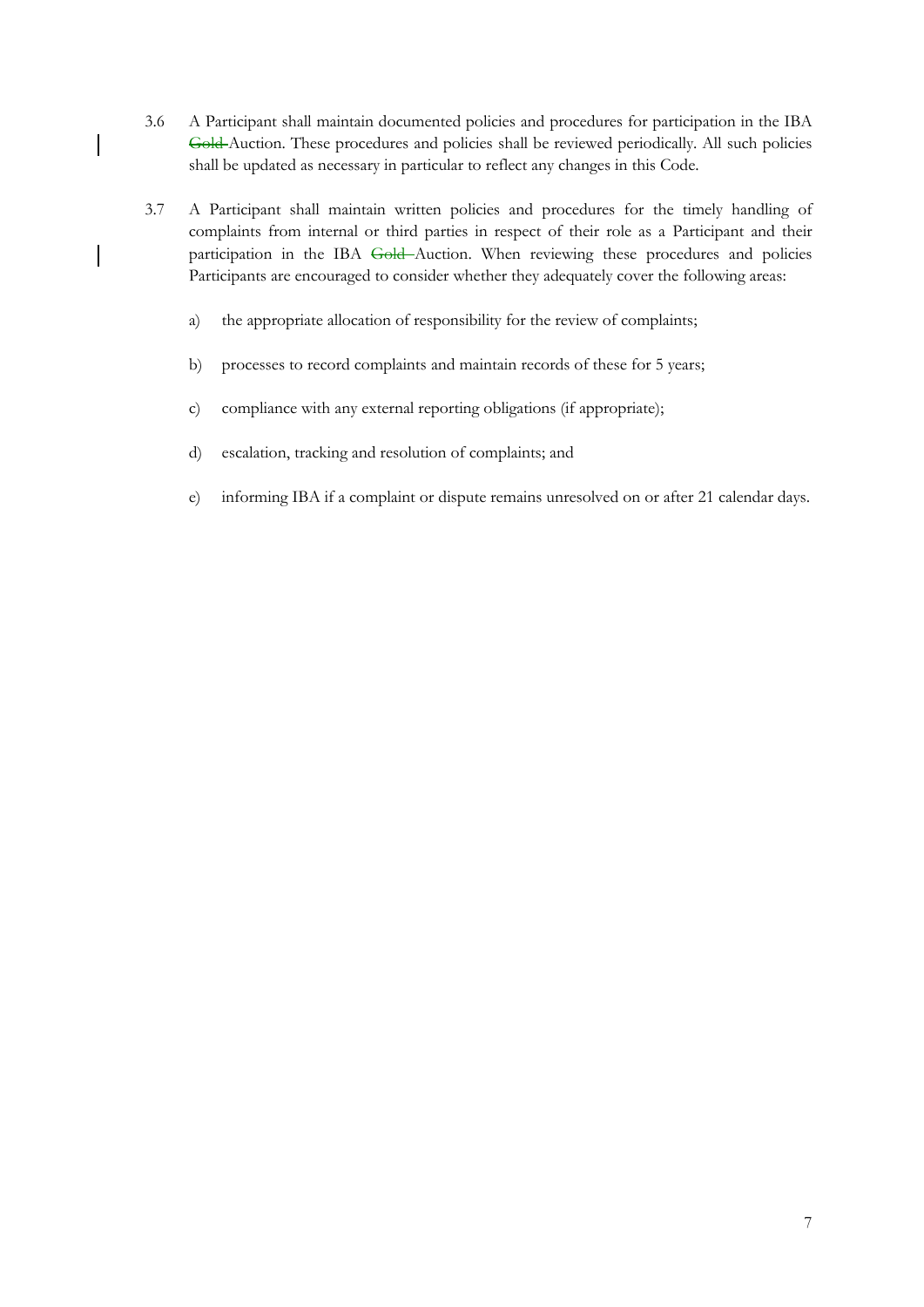3.6 A Participant shall maintain documented policies and procedures for participation in the IBA ~~Gold~~ Auction. These procedures and policies shall be reviewed periodically. All such policies shall be updated as necessary in particular to reflect any changes in this Code.

3.7 A Participant shall maintain written policies and procedures for the timely handling of complaints from internal or third parties in respect of their role as a Participant and their participation in the IBA ~~Gold~~ Auction. When reviewing these procedures and policies Participants are encouraged to consider whether they adequately cover the following areas:

a) the appropriate allocation of responsibility for the review of complaints;

b) processes to record complaints and maintain records of these for 5 years;

c) compliance with any external reporting obligations (if appropriate);

d) escalation, tracking and resolution of complaints; and

e) informing IBA if a complaint or dispute remains unresolved on or after 21 calendar days.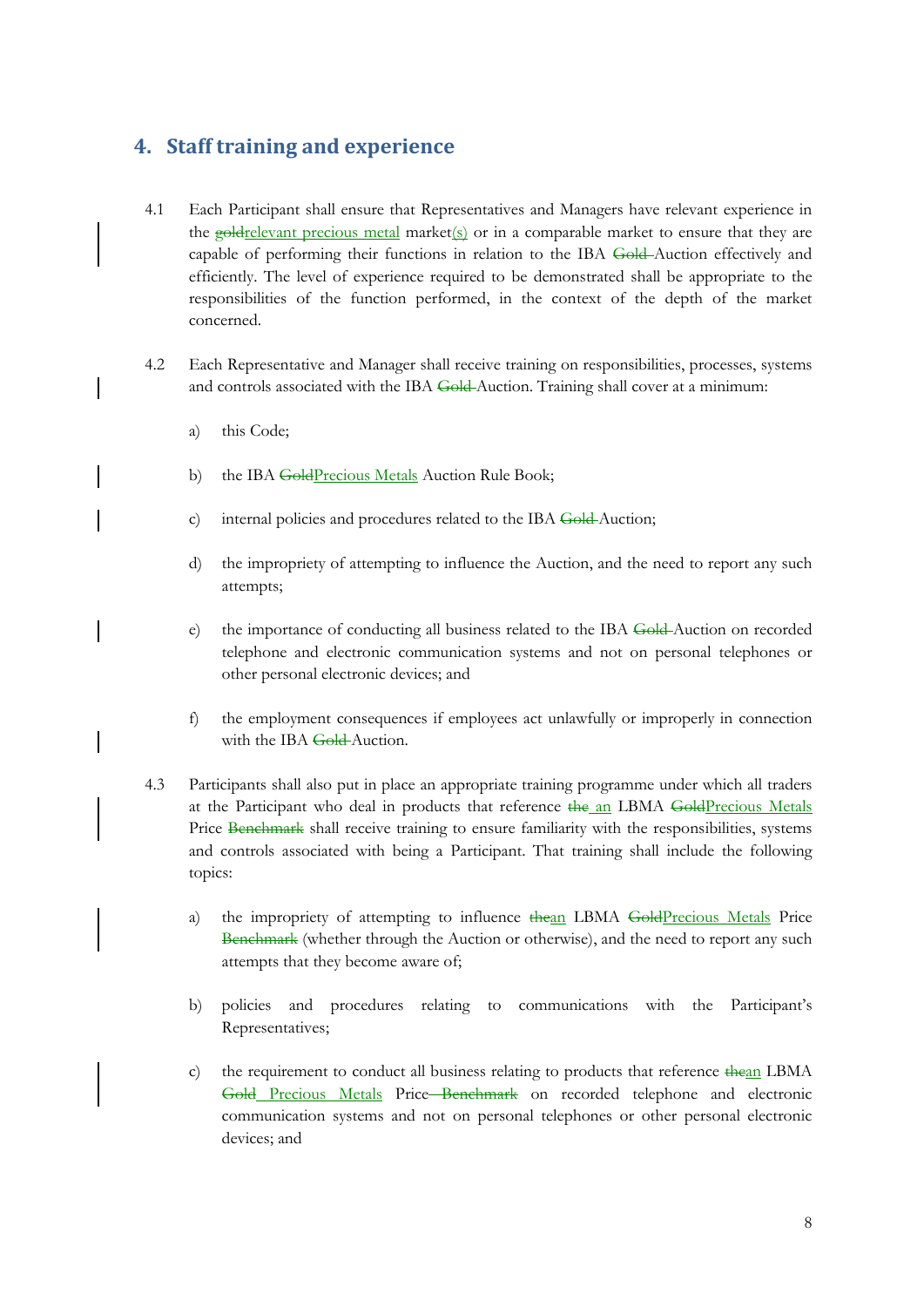## 4. Staff training and experience

4.1 Each Participant shall ensure that Representatives and Managers have relevant experience in the ~~gold~~relevant precious metal market(s) or in a comparable market to ensure that they are capable of performing their functions in relation to the IBA ~~Gold~~ Auction effectively and efficiently. The level of experience required to be demonstrated shall be appropriate to the responsibilities of the function performed, in the context of the depth of the market concerned.

4.2 Each Representative and Manager shall receive training on responsibilities, processes, systems and controls associated with the IBA ~~Gold~~ Auction. Training shall cover at a minimum:

a) this Code;

b) the IBA ~~Gold~~Precious Metals Auction Rule Book;

c) internal policies and procedures related to the IBA ~~Gold~~ Auction;

d) the impropriety of attempting to influence the Auction, and the need to report any such attempts;

e) the importance of conducting all business related to the IBA ~~Gold~~ Auction on recorded telephone and electronic communication systems and not on personal telephones or other personal electronic devices; and

f) the employment consequences if employees act unlawfully or improperly in connection with the IBA ~~Gold~~ Auction.

4.3 Participants shall also put in place an appropriate training programme under which all traders at the Participant who deal in products that reference ~~the~~ an LBMA ~~Gold~~Precious Metals Price ~~Benchmark~~ shall receive training to ensure familiarity with the responsibilities, systems and controls associated with being a Participant. That training shall include the following topics:

a) the impropriety of attempting to influence ~~the~~an LBMA ~~Gold~~Precious Metals Price ~~Benchmark~~ (whether through the Auction or otherwise), and the need to report any such attempts that they become aware of;

b) policies and procedures relating to communications with the Participant's Representatives;

c) the requirement to conduct all business relating to products that reference ~~the~~an LBMA ~~Gold~~ Precious Metals Price ~~Benchmark~~ on recorded telephone and electronic communication systems and not on personal telephones or other personal electronic devices; and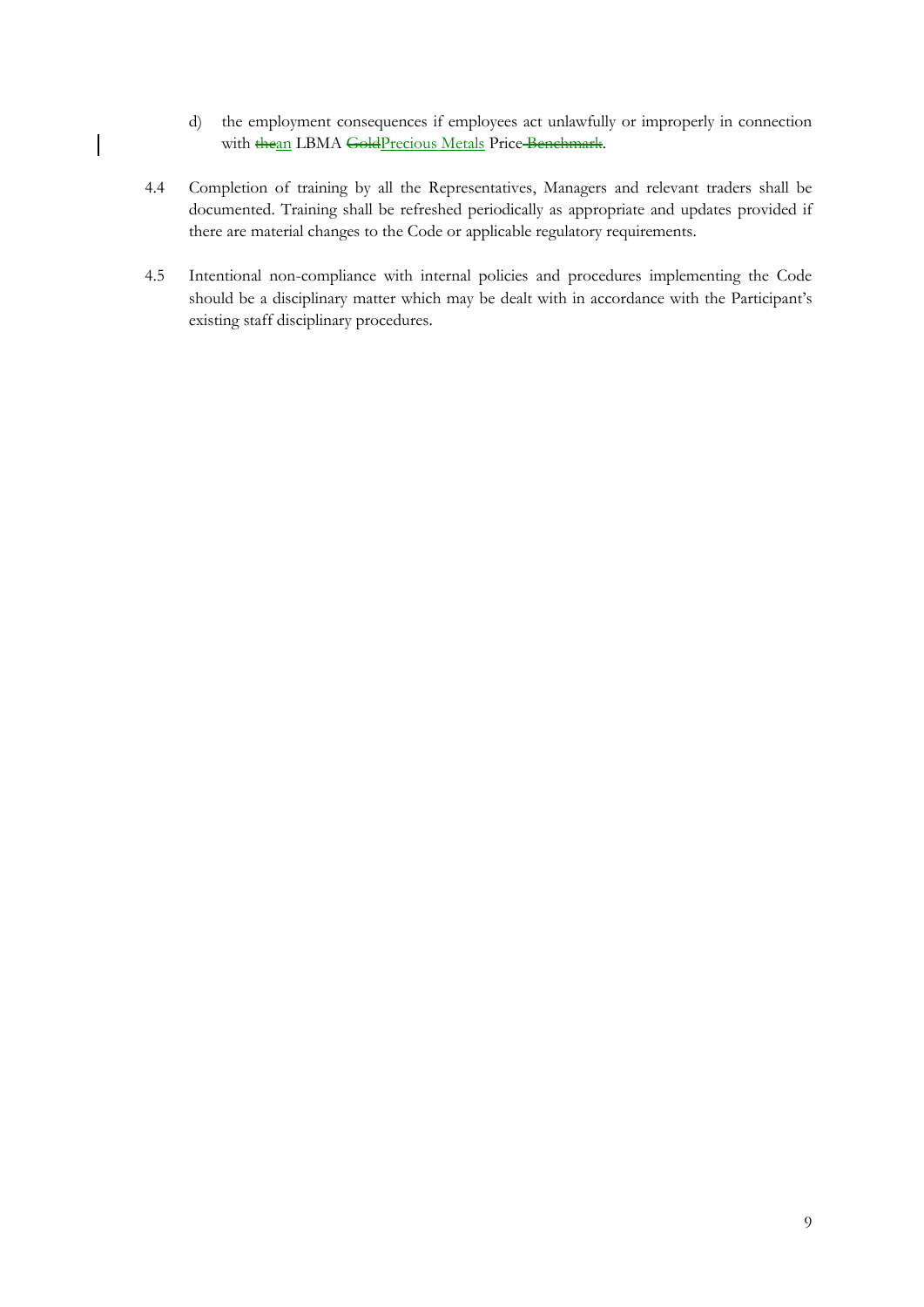d) the employment consequences if employees act unlawfully or improperly in connection with ~~the~~an LBMA ~~Gold~~Precious Metals Price ~~Benchmark~~.

4.4 Completion of training by all the Representatives, Managers and relevant traders shall be documented. Training shall be refreshed periodically as appropriate and updates provided if there are material changes to the Code or applicable regulatory requirements.

4.5 Intentional non-compliance with internal policies and procedures implementing the Code should be a disciplinary matter which may be dealt with in accordance with the Participant's existing staff disciplinary procedures.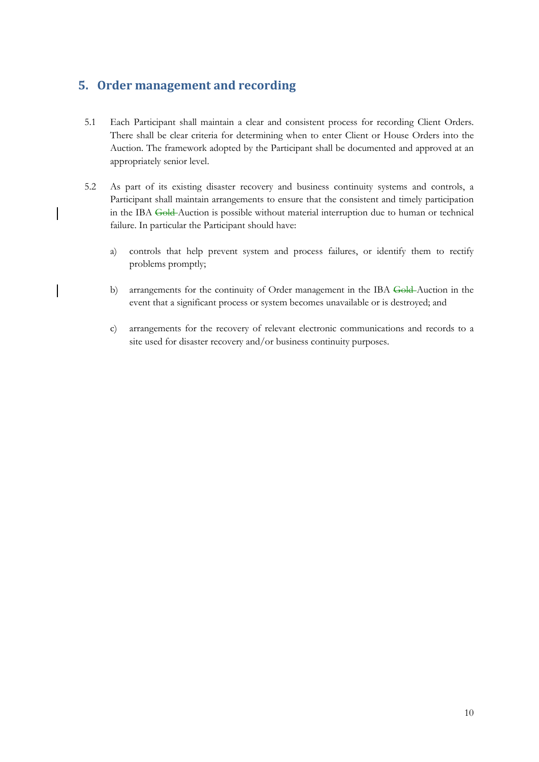## 5. Order management and recording

5.1 Each Participant shall maintain a clear and consistent process for recording Client Orders. There shall be clear criteria for determining when to enter Client or House Orders into the Auction. The framework adopted by the Participant shall be documented and approved at an appropriately senior level.

5.2 As part of its existing disaster recovery and business continuity systems and controls, a Participant shall maintain arrangements to ensure that the consistent and timely participation in the IBA ~~Gold~~ Auction is possible without material interruption due to human or technical failure. In particular the Participant should have:

a) controls that help prevent system and process failures, or identify them to rectify problems promptly;

b) arrangements for the continuity of Order management in the IBA ~~Gold~~ Auction in the event that a significant process or system becomes unavailable or is destroyed; and

c) arrangements for the recovery of relevant electronic communications and records to a site used for disaster recovery and/or business continuity purposes.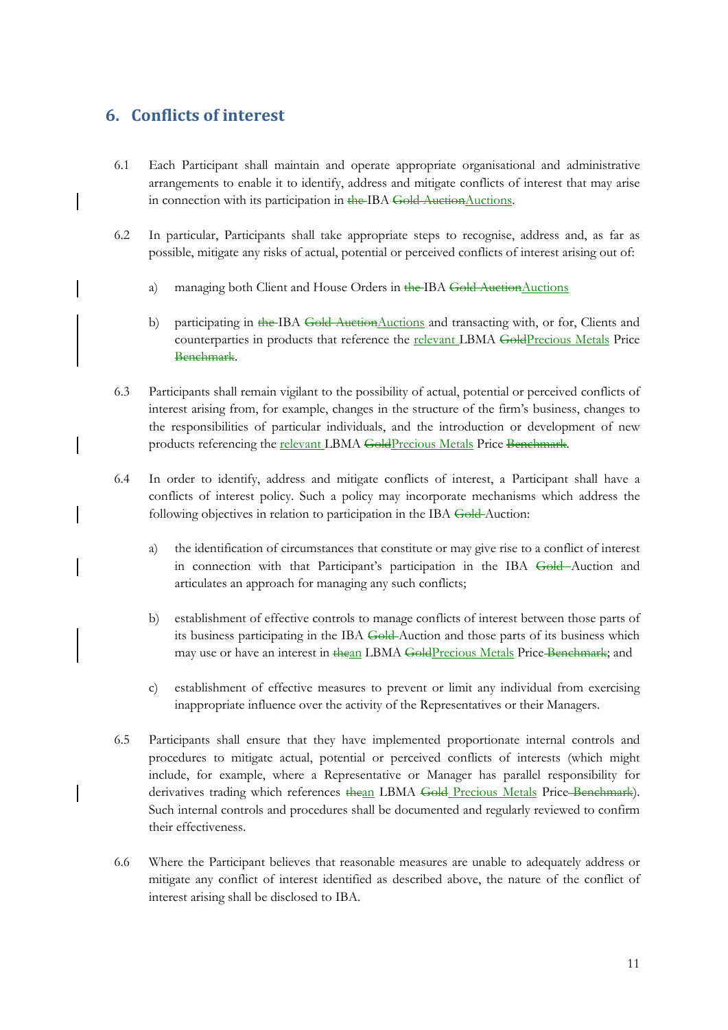## 6. Conflicts of interest

6.1 Each Participant shall maintain and operate appropriate organisational and administrative arrangements to enable it to identify, address and mitigate conflicts of interest that may arise in connection with its participation in ~~the~~ IBA ~~Gold Auction~~Auctions.

6.2 In particular, Participants shall take appropriate steps to recognise, address and, as far as possible, mitigate any risks of actual, potential or perceived conflicts of interest arising out of:

a) managing both Client and House Orders in ~~the~~ IBA ~~Gold Auction~~Auctions

b) participating in ~~the~~ IBA ~~Gold Auction~~Auctions and transacting with, or for, Clients and counterparties in products that reference the relevant LBMA ~~Gold~~Precious Metals Price ~~Benchmark~~.

6.3 Participants shall remain vigilant to the possibility of actual, potential or perceived conflicts of interest arising from, for example, changes in the structure of the firm's business, changes to the responsibilities of particular individuals, and the introduction or development of new products referencing the relevant LBMA ~~Gold~~Precious Metals Price ~~Benchmark~~.

6.4 In order to identify, address and mitigate conflicts of interest, a Participant shall have a conflicts of interest policy. Such a policy may incorporate mechanisms which address the following objectives in relation to participation in the IBA ~~Gold~~ Auction:

a) the identification of circumstances that constitute or may give rise to a conflict of interest in connection with that Participant's participation in the IBA ~~Gold~~ Auction and articulates an approach for managing any such conflicts;

b) establishment of effective controls to manage conflicts of interest between those parts of its business participating in the IBA ~~Gold~~ Auction and those parts of its business which may use or have an interest in ~~the~~an LBMA ~~Gold~~Precious Metals Price ~~Benchmark~~; and

c) establishment of effective measures to prevent or limit any individual from exercising inappropriate influence over the activity of the Representatives or their Managers.

6.5 Participants shall ensure that they have implemented proportionate internal controls and procedures to mitigate actual, potential or perceived conflicts of interests (which might include, for example, where a Representative or Manager has parallel responsibility for derivatives trading which references ~~the~~an LBMA ~~Gold~~ Precious Metals Price ~~Benchmark~~). Such internal controls and procedures shall be documented and regularly reviewed to confirm their effectiveness.

6.6 Where the Participant believes that reasonable measures are unable to adequately address or mitigate any conflict of interest identified as described above, the nature of the conflict of interest arising shall be disclosed to IBA.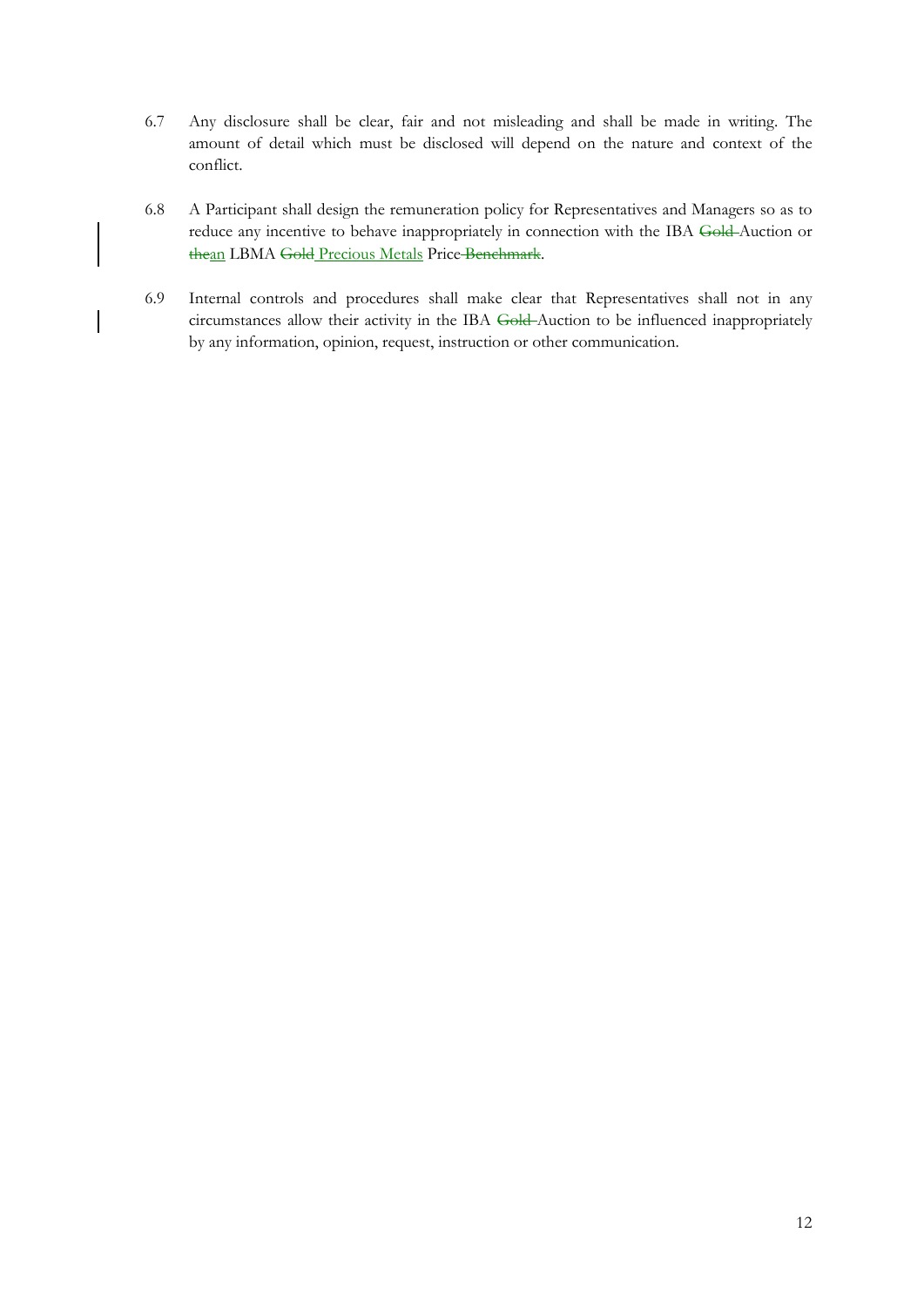6.7 Any disclosure shall be clear, fair and not misleading and shall be made in writing. The amount of detail which must be disclosed will depend on the nature and context of the conflict.

6.8 A Participant shall design the remuneration policy for Representatives and Managers so as to reduce any incentive to behave inappropriately in connection with the IBA ~~Gold~~ Auction or ~~the~~an LBMA ~~Gold~~ Precious Metals Price ~~Benchmark~~.

6.9 Internal controls and procedures shall make clear that Representatives shall not in any circumstances allow their activity in the IBA ~~Gold~~ Auction to be influenced inappropriately by any information, opinion, request, instruction or other communication.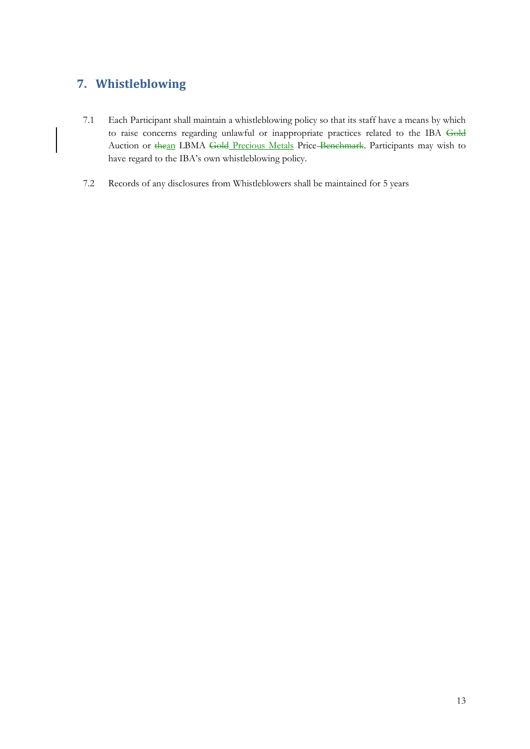## 7. Whistleblowing

7.1 Each Participant shall maintain a whistleblowing policy so that its staff have a means by which to raise concerns regarding unlawful or inappropriate practices related to the IBA ~~Gold~~ Auction or ~~the~~an LBMA ~~Gold~~ Precious Metals Price ~~Benchmark~~. Participants may wish to have regard to the IBA's own whistleblowing policy.

7.2 Records of any disclosures from Whistleblowers shall be maintained for 5 years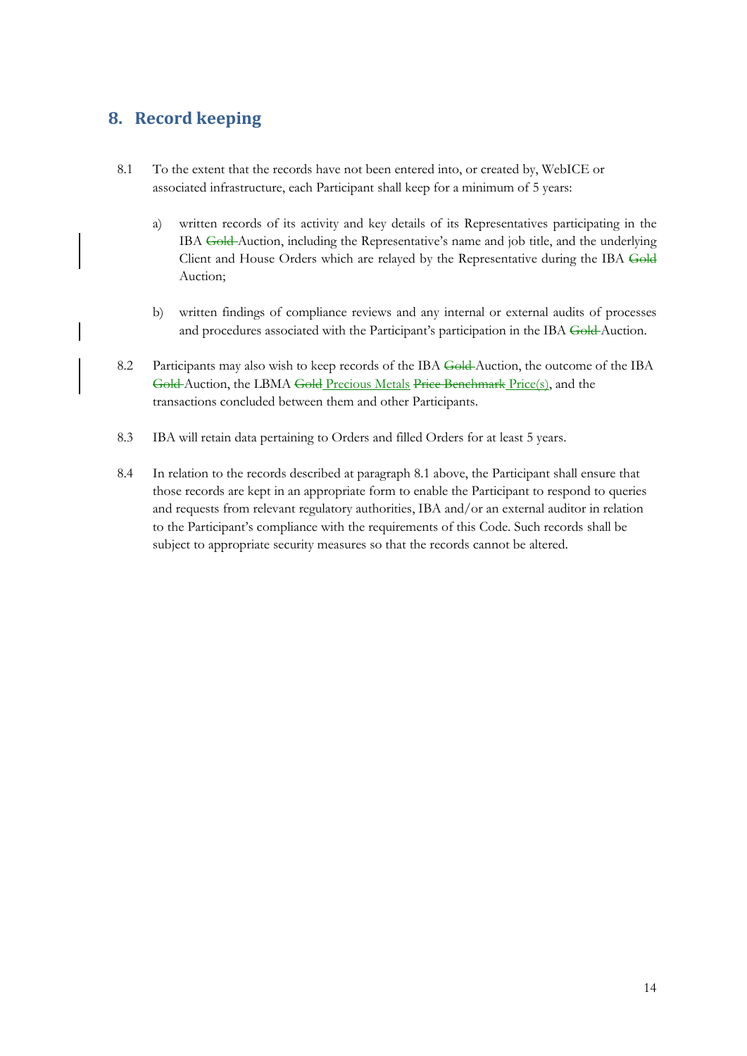## 8. Record keeping

8.1 To the extent that the records have not been entered into, or created by, WebICE or associated infrastructure, each Participant shall keep for a minimum of 5 years:

a) written records of its activity and key details of its Representatives participating in the IBA ~~Gold~~ Auction, including the Representative's name and job title, and the underlying Client and House Orders which are relayed by the Representative during the IBA ~~Gold~~ Auction;

b) written findings of compliance reviews and any internal or external audits of processes and procedures associated with the Participant's participation in the IBA ~~Gold~~ Auction.

8.2 Participants may also wish to keep records of the IBA ~~Gold~~ Auction, the outcome of the IBA ~~Gold~~ Auction, the LBMA ~~Gold~~ <u>Precious Metals</u> ~~Price Benchmark~~ <u>Price(s)</u>, and the transactions concluded between them and other Participants.

8.3 IBA will retain data pertaining to Orders and filled Orders for at least 5 years.

8.4 In relation to the records described at paragraph 8.1 above, the Participant shall ensure that those records are kept in an appropriate form to enable the Participant to respond to queries and requests from relevant regulatory authorities, IBA and/or an external auditor in relation to the Participant's compliance with the requirements of this Code. Such records shall be subject to appropriate security measures so that the records cannot be altered.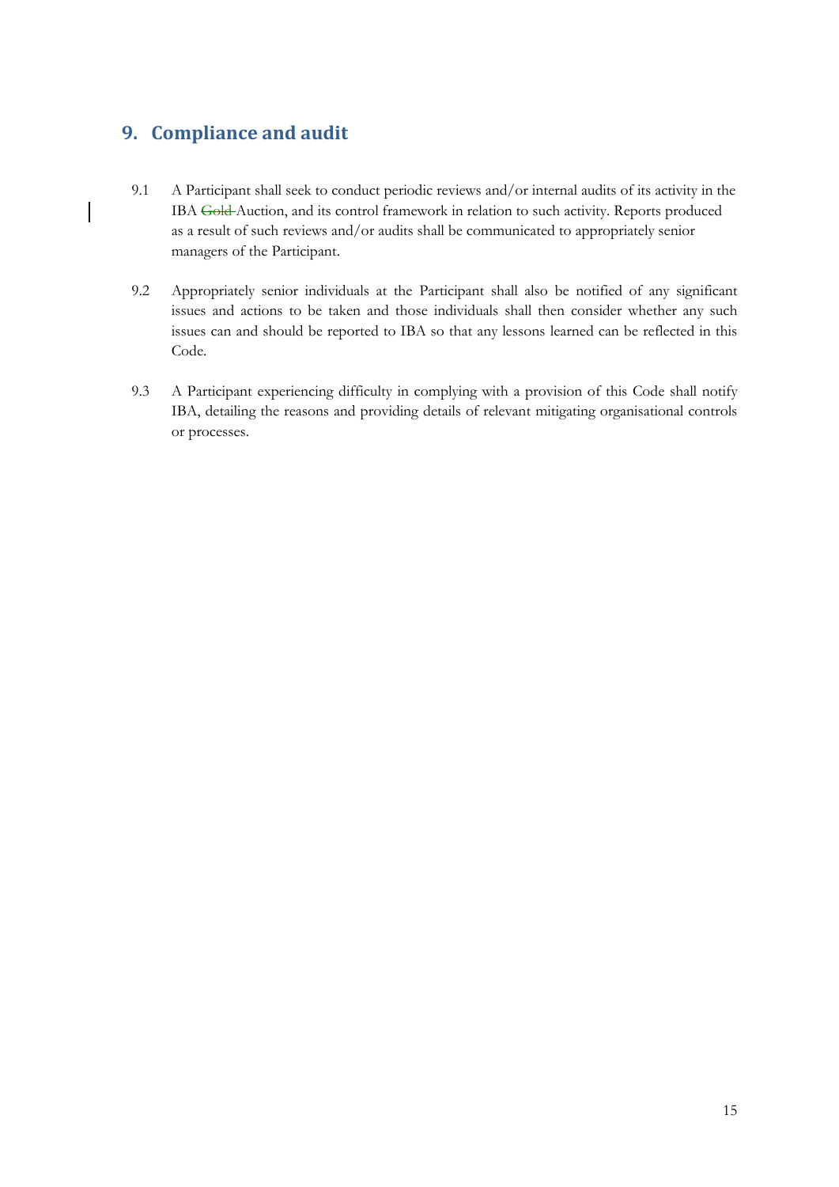## 9. Compliance and audit

9.1 A Participant shall seek to conduct periodic reviews and/or internal audits of its activity in the IBA ~~Gold~~ Auction, and its control framework in relation to such activity. Reports produced as a result of such reviews and/or audits shall be communicated to appropriately senior managers of the Participant.

9.2 Appropriately senior individuals at the Participant shall also be notified of any significant issues and actions to be taken and those individuals shall then consider whether any such issues can and should be reported to IBA so that any lessons learned can be reflected in this Code.

9.3 A Participant experiencing difficulty in complying with a provision of this Code shall notify IBA, detailing the reasons and providing details of relevant mitigating organisational controls or processes.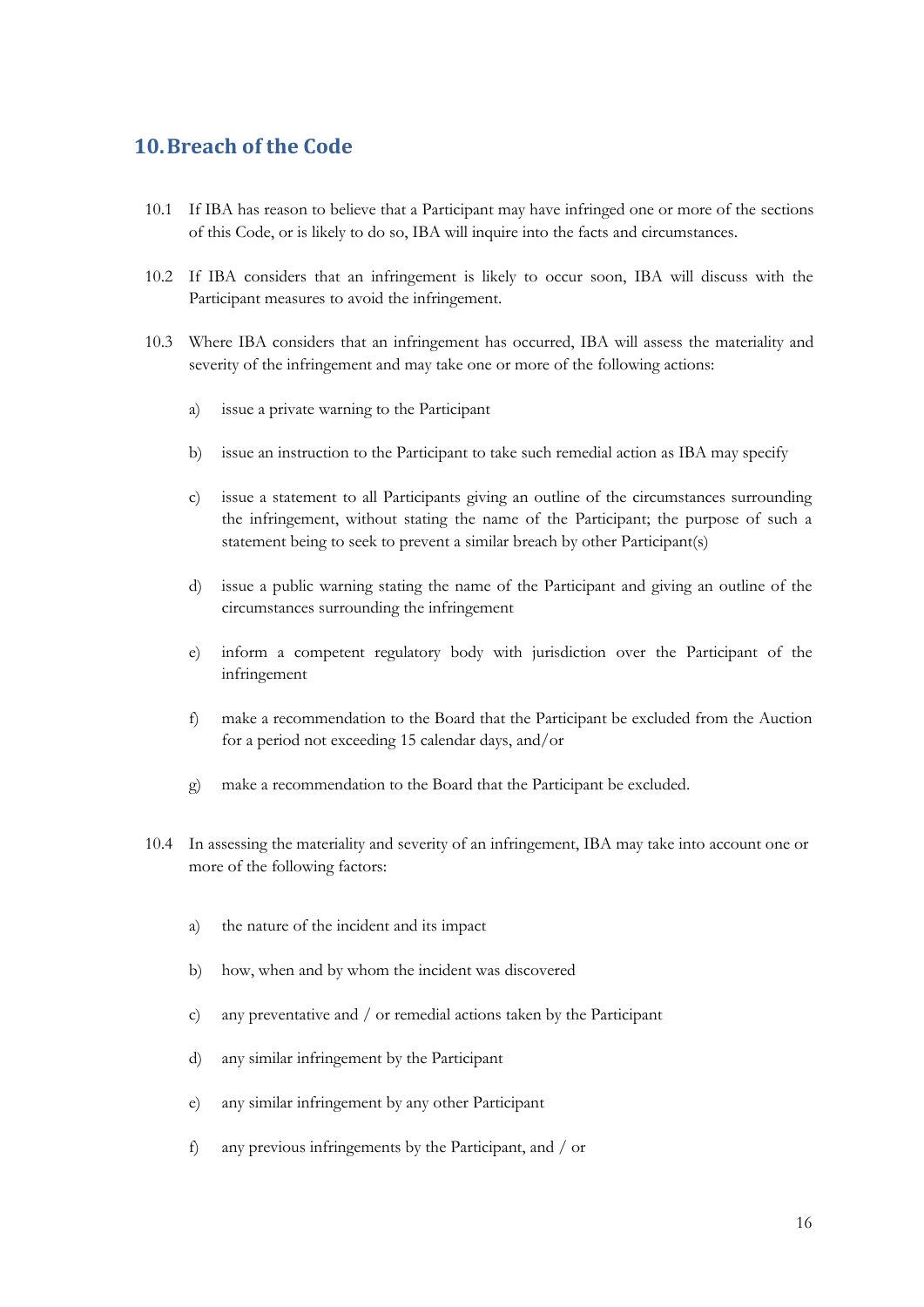## 10. Breach of the Code

10.1 If IBA has reason to believe that a Participant may have infringed one or more of the sections of this Code, or is likely to do so, IBA will inquire into the facts and circumstances.

10.2 If IBA considers that an infringement is likely to occur soon, IBA will discuss with the Participant measures to avoid the infringement.

10.3 Where IBA considers that an infringement has occurred, IBA will assess the materiality and severity of the infringement and may take one or more of the following actions:

a) issue a private warning to the Participant

b) issue an instruction to the Participant to take such remedial action as IBA may specify

c) issue a statement to all Participants giving an outline of the circumstances surrounding the infringement, without stating the name of the Participant; the purpose of such a statement being to seek to prevent a similar breach by other Participant(s)

d) issue a public warning stating the name of the Participant and giving an outline of the circumstances surrounding the infringement

e) inform a competent regulatory body with jurisdiction over the Participant of the infringement

f) make a recommendation to the Board that the Participant be excluded from the Auction for a period not exceeding 15 calendar days, and/or

g) make a recommendation to the Board that the Participant be excluded.

10.4 In assessing the materiality and severity of an infringement, IBA may take into account one or more of the following factors:

a) the nature of the incident and its impact

b) how, when and by whom the incident was discovered

c) any preventative and / or remedial actions taken by the Participant

d) any similar infringement by the Participant

e) any similar infringement by any other Participant

f) any previous infringements by the Participant, and / or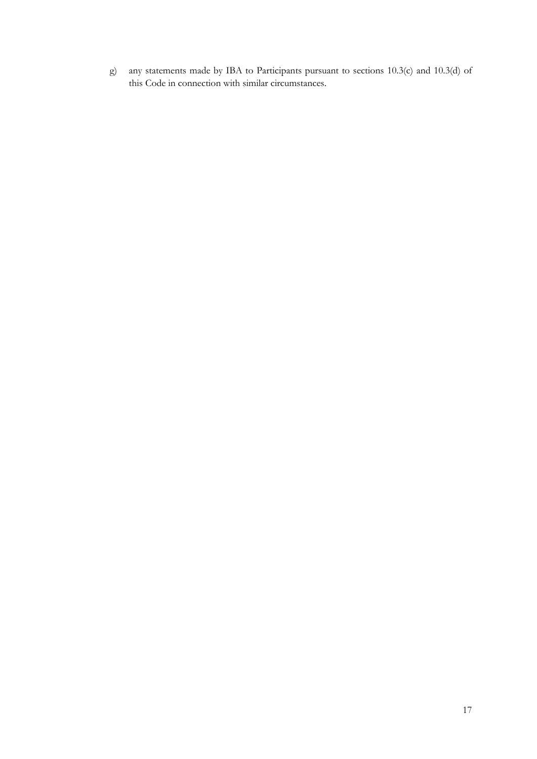g) any statements made by IBA to Participants pursuant to sections 10.3(c) and 10.3(d) of this Code in connection with similar circumstances.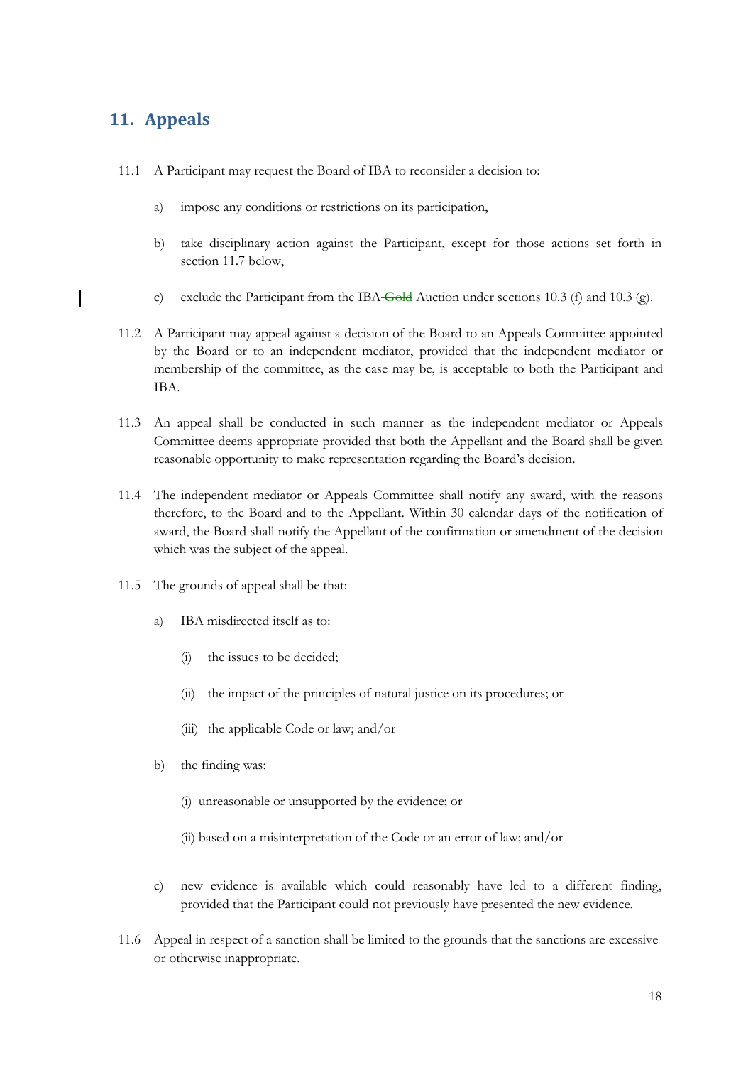## 11. Appeals

11.1 A Participant may request the Board of IBA to reconsider a decision to:

a) impose any conditions or restrictions on its participation,

b) take disciplinary action against the Participant, except for those actions set forth in section 11.7 below,

c) exclude the Participant from the IBA ~~Gold~~ Auction under sections 10.3 (f) and 10.3 (g).

11.2 A Participant may appeal against a decision of the Board to an Appeals Committee appointed by the Board or to an independent mediator, provided that the independent mediator or membership of the committee, as the case may be, is acceptable to both the Participant and IBA.

11.3 An appeal shall be conducted in such manner as the independent mediator or Appeals Committee deems appropriate provided that both the Appellant and the Board shall be given reasonable opportunity to make representation regarding the Board's decision.

11.4 The independent mediator or Appeals Committee shall notify any award, with the reasons therefore, to the Board and to the Appellant. Within 30 calendar days of the notification of award, the Board shall notify the Appellant of the confirmation or amendment of the decision which was the subject of the appeal.

11.5 The grounds of appeal shall be that:

a) IBA misdirected itself as to:

(i) the issues to be decided;

(ii) the impact of the principles of natural justice on its procedures; or

(iii) the applicable Code or law; and/or

b) the finding was:

(i) unreasonable or unsupported by the evidence; or

(ii) based on a misinterpretation of the Code or an error of law; and/or

c) new evidence is available which could reasonably have led to a different finding, provided that the Participant could not previously have presented the new evidence.

11.6 Appeal in respect of a sanction shall be limited to the grounds that the sanctions are excessive or otherwise inappropriate.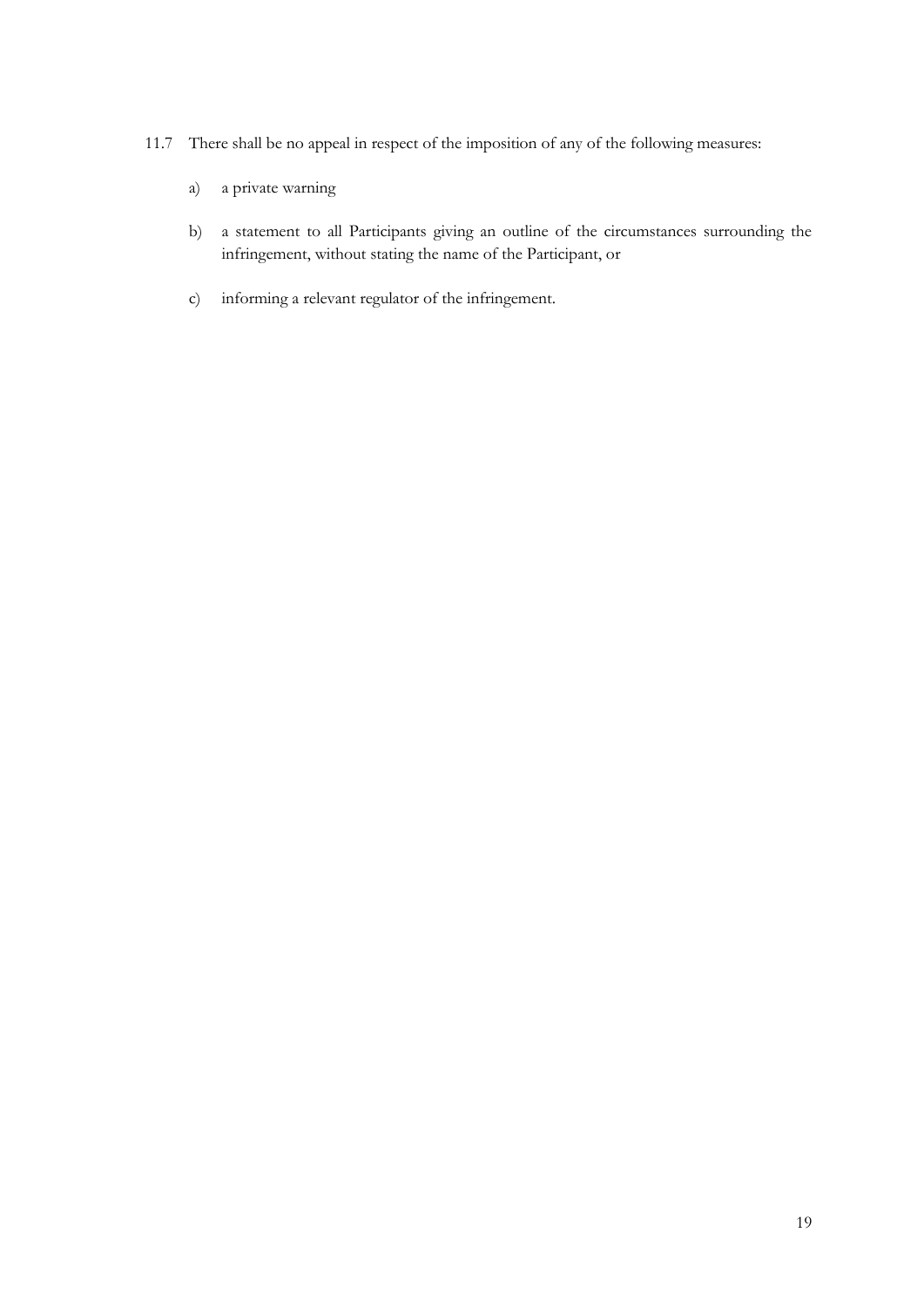11.7 There shall be no appeal in respect of the imposition of any of the following measures:

a) a private warning

b) a statement to all Participants giving an outline of the circumstances surrounding the infringement, without stating the name of the Participant, or

c) informing a relevant regulator of the infringement.